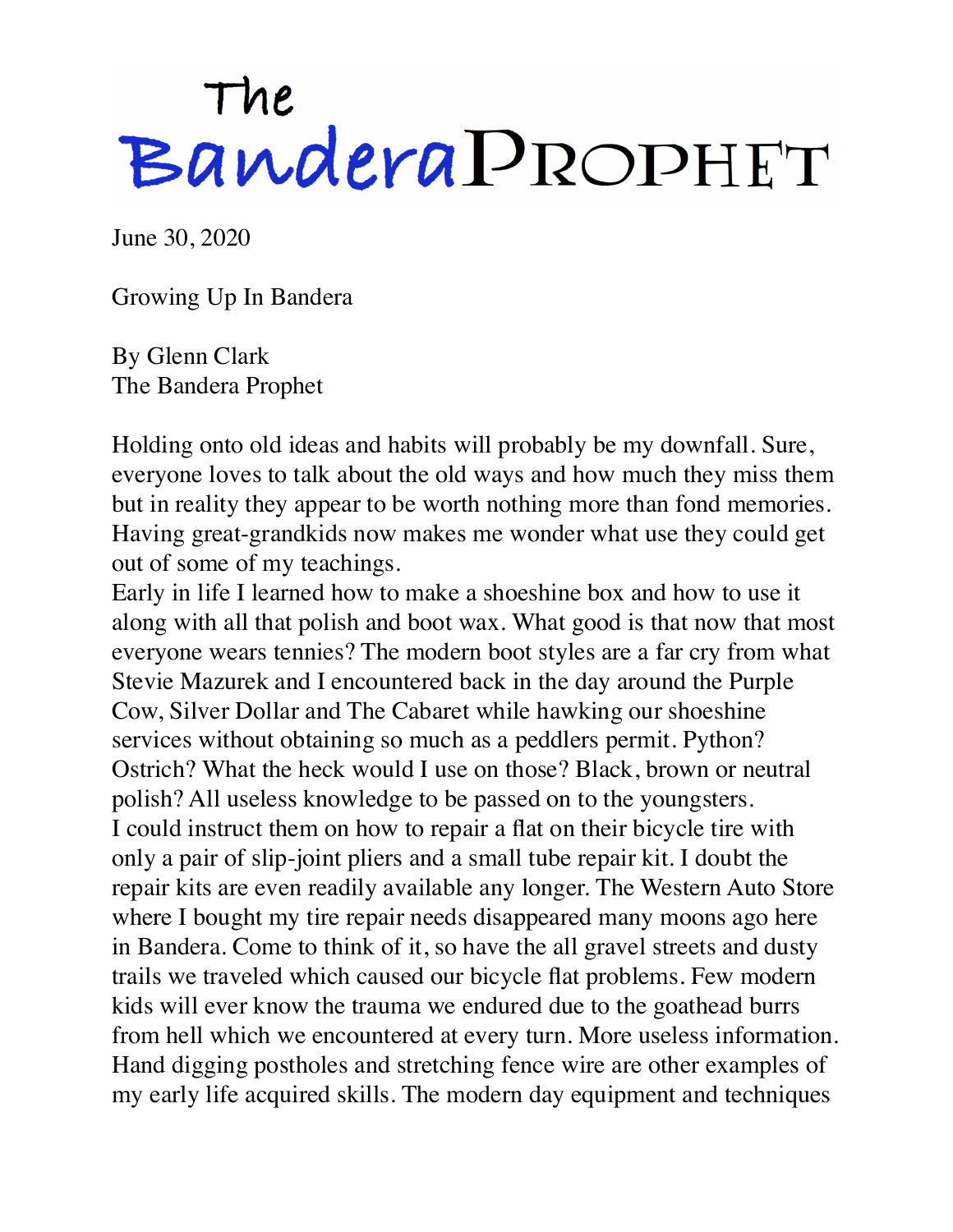# The Bandera Prophet

June 30, 2020

Growing Up In Bandera

By Glenn Clark
The Bandera Prophet

Holding onto old ideas and habits will probably be my downfall. Sure, everyone loves to talk about the old ways and how much they miss them but in reality they appear to be worth nothing more than fond memories. Having great-grandkids now makes me wonder what use they could get out of some of my teachings.

Early in life I learned how to make a shoeshine box and how to use it along with all that polish and boot wax. What good is that now that most everyone wears tennies? The modern boot styles are a far cry from what Stevie Mazurek and I encountered back in the day around the Purple Cow, Silver Dollar and The Cabaret while hawking our shoeshine services without obtaining so much as a peddlers permit. Python? Ostrich? What the heck would I use on those? Black, brown or neutral polish? All useless knowledge to be passed on to the youngsters.

I could instruct them on how to repair a flat on their bicycle tire with only a pair of slip-joint pliers and a small tube repair kit. I doubt the repair kits are even readily available any longer. The Western Auto Store where I bought my tire repair needs disappeared many moons ago here in Bandera. Come to think of it, so have the all gravel streets and dusty trails we traveled which caused our bicycle flat problems. Few modern kids will ever know the trauma we endured due to the goathead burrs from hell which we encountered at every turn. More useless information.

Hand digging postholes and stretching fence wire are other examples of my early life acquired skills. The modern day equipment and techniques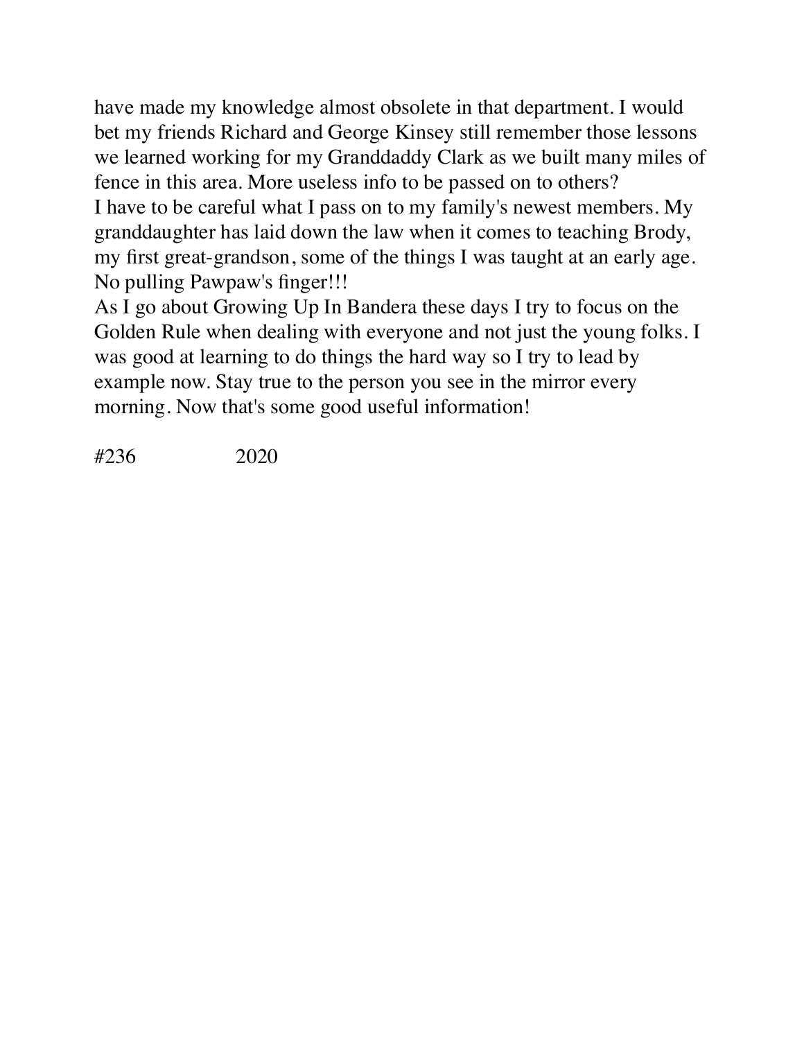have made my knowledge almost obsolete in that department. I would bet my friends Richard and George Kinsey still remember those lessons we learned working for my Granddaddy Clark as we built many miles of fence in this area. More useless info to be passed on to others?

I have to be careful what I pass on to my family's newest members. My granddaughter has laid down the law when it comes to teaching Brody, my first great-grandson, some of the things I was taught at an early age. No pulling Pawpaw's finger!!!

As I go about Growing Up In Bandera these days I try to focus on the Golden Rule when dealing with everyone and not just the young folks. I was good at learning to do things the hard way so I try to lead by example now. Stay true to the person you see in the mirror every morning. Now that's some good useful information!

#236 2020